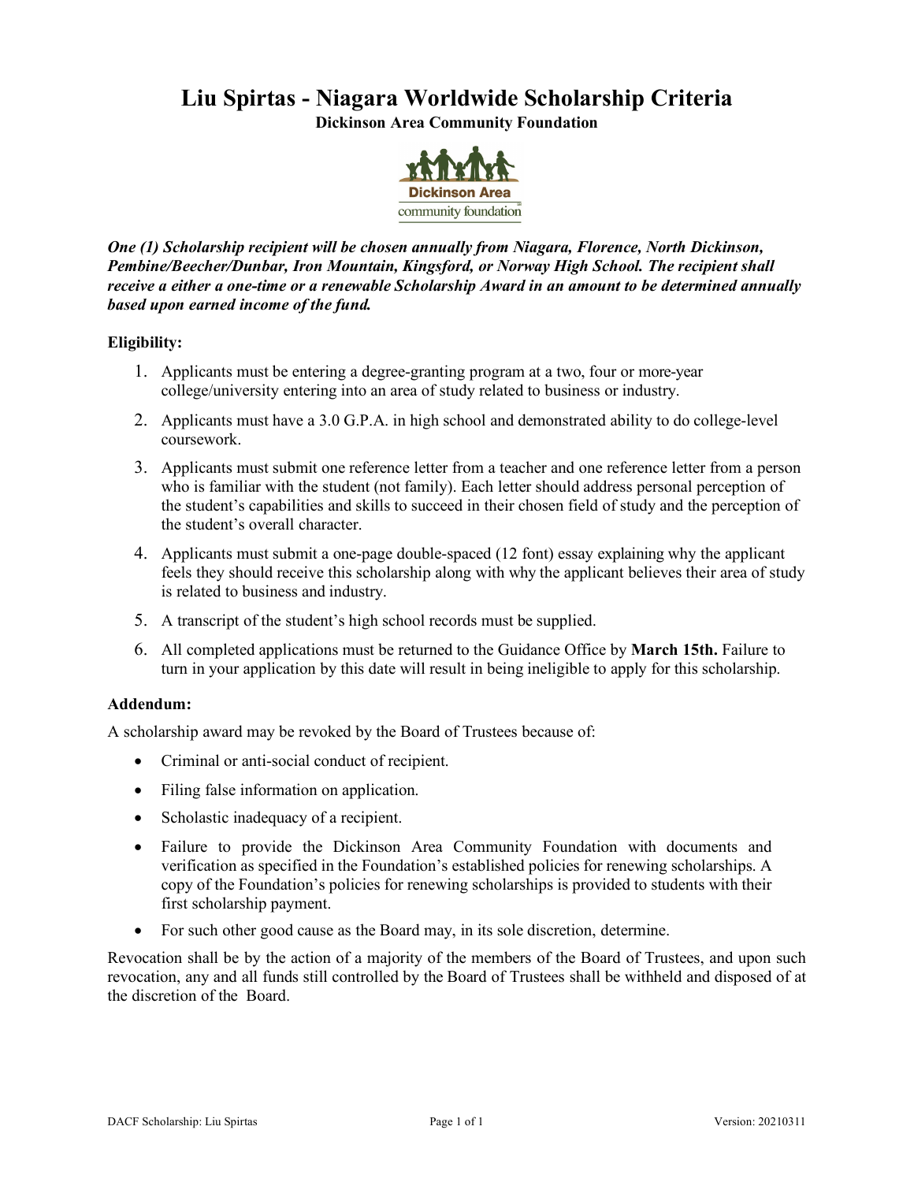# Liu Spirtas - Niagara Worldwide Scholarship Criteria

**Dickinson Area Community Foundation**

***One (1) Scholarship recipient will be chosen annually from Niagara, Florence, North Dickinson, Pembine/Beecher/Dunbar, Iron Mountain, Kingsford, or Norway High School. The recipient shall receive a either a one-time or a renewable Scholarship Award in an amount to be determined annually based upon earned income of the fund.***

**Eligibility:**

1. Applicants must be entering a degree-granting program at a two, four or more-year college/university entering into an area of study related to business or industry.
2. Applicants must have a 3.0 G.P.A. in high school and demonstrated ability to do college-level coursework.
3. Applicants must submit one reference letter from a teacher and one reference letter from a person who is familiar with the student (not family). Each letter should address personal perception of the student's capabilities and skills to succeed in their chosen field of study and the perception of the student's overall character.
4. Applicants must submit a one-page double-spaced (12 font) essay explaining why the applicant feels they should receive this scholarship along with why the applicant believes their area of study is related to business and industry.
5. A transcript of the student's high school records must be supplied.
6. All completed applications must be returned to the Guidance Office by **March 15th.** Failure to turn in your application by this date will result in being ineligible to apply for this scholarship.

**Addendum:**

A scholarship award may be revoked by the Board of Trustees because of:

- Criminal or anti-social conduct of recipient.
- Filing false information on application.
- Scholastic inadequacy of a recipient.
- Failure to provide the Dickinson Area Community Foundation with documents and verification as specified in the Foundation's established policies for renewing scholarships. A copy of the Foundation's policies for renewing scholarships is provided to students with their first scholarship payment.
- For such other good cause as the Board may, in its sole discretion, determine.

Revocation shall be by the action of a majority of the members of the Board of Trustees, and upon such revocation, any and all funds still controlled by the Board of Trustees shall be withheld and disposed of at the discretion of the Board.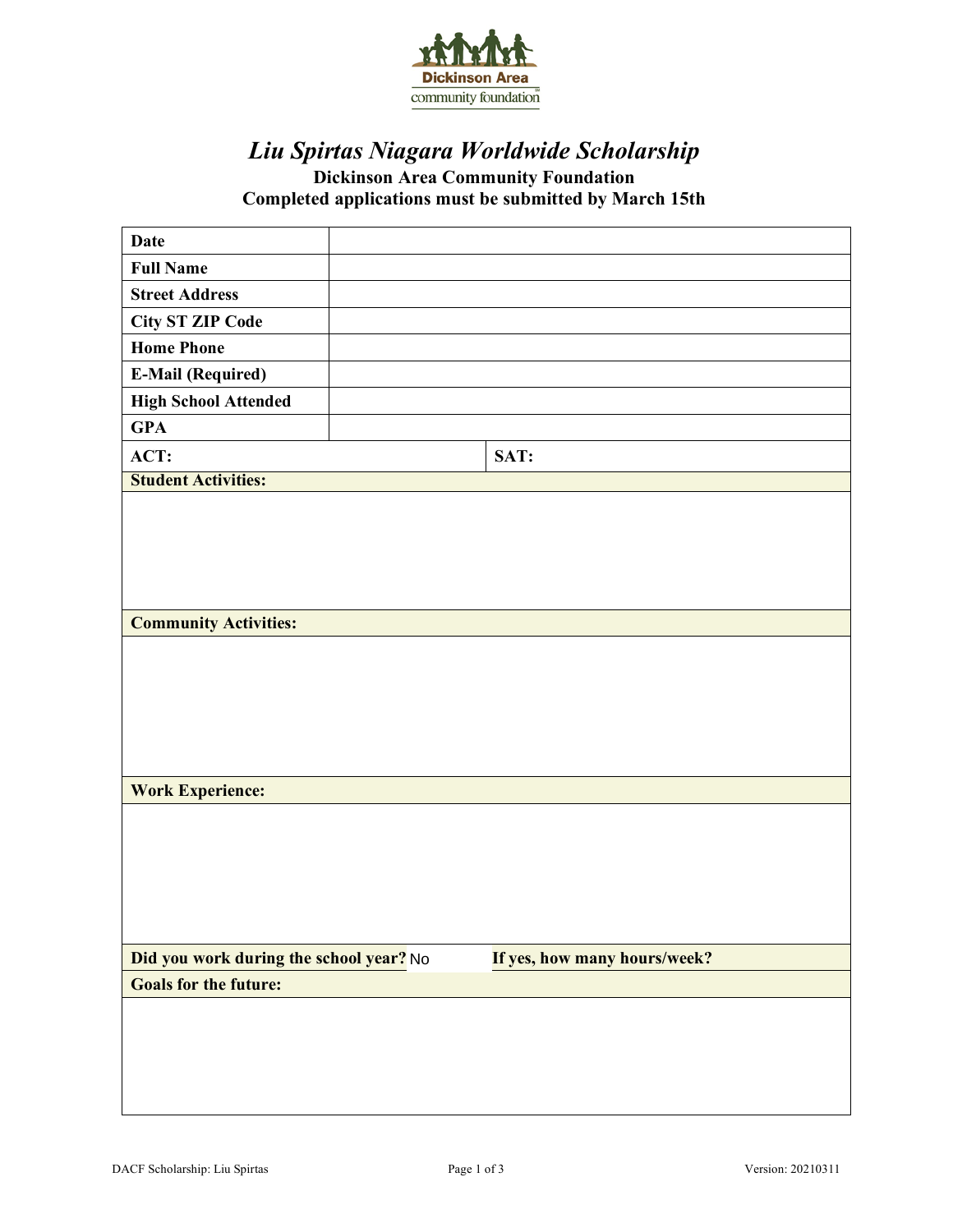# *Liu Spirtas Niagara Worldwide Scholarship*

**Dickinson Area Community Foundation**
**Completed applications must be submitted by March 15th**

| | |
|---|---|
| **Date** | |
| **Full Name** | |
| **Street Address** | |
| **City ST ZIP Code** | |
| **Home Phone** | |
| **E-Mail (Required)** | |
| **High School Attended** | |
| **GPA** | |

| | |
|---|---|
| **ACT:** | **SAT:** |

**Student Activities:**

**Community Activities:**

**Work Experience:**

| | |
|---|---|
| **Did you work during the school year?** No | **If yes, how many hours/week?** |

**Goals for the future:**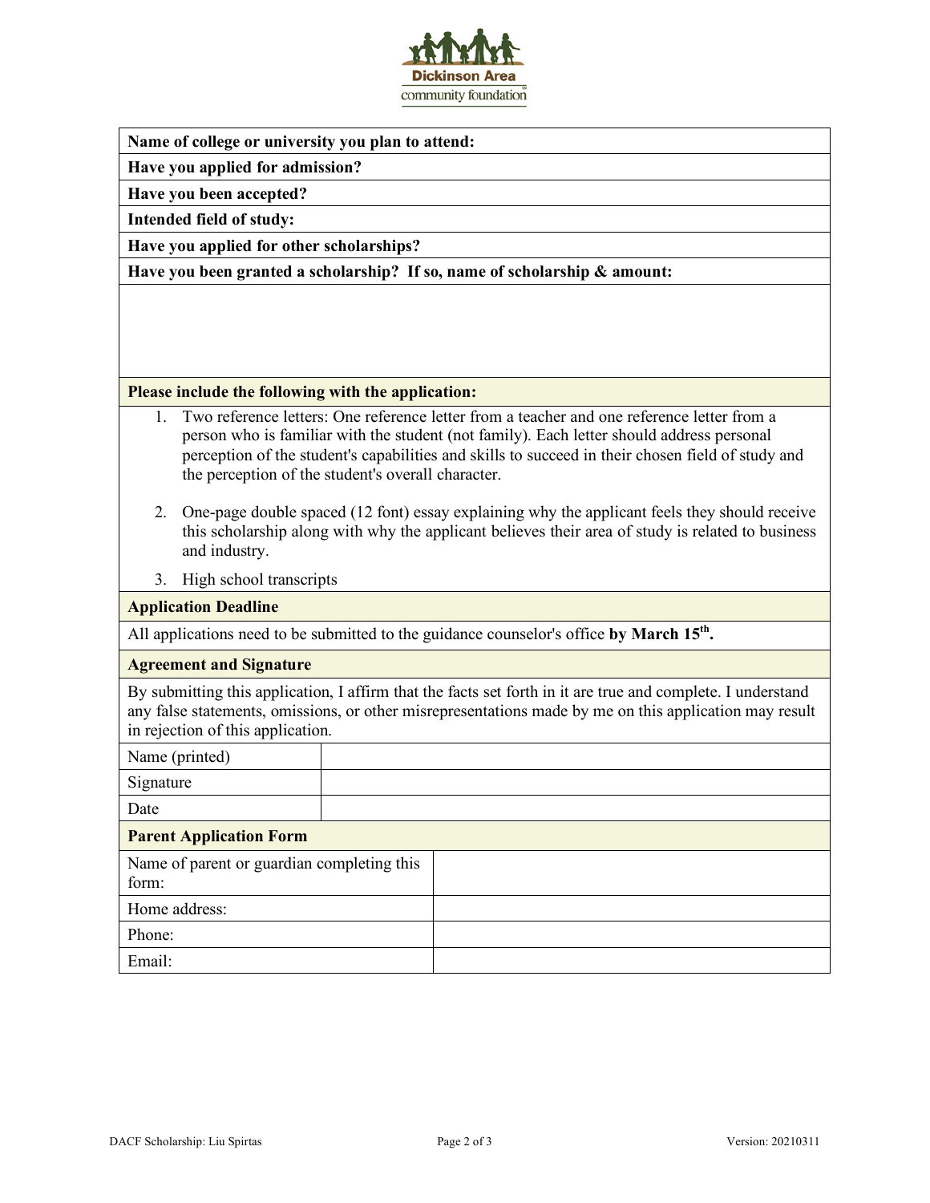**Dickinson Area community foundation**

| **Name of college or university you plan to attend:** |
|---|
| **Have you applied for admission?** |
| **Have you been accepted?** |
| **Intended field of study:** |
| **Have you applied for other scholarships?** |
| **Have you been granted a scholarship? If so, name of scholarship & amount:** |
| |

**Please include the following with the application:**

1. Two reference letters: One reference letter from a teacher and one reference letter from a person who is familiar with the student (not family). Each letter should address personal perception of the student's capabilities and skills to succeed in their chosen field of study and the perception of the student's overall character.
2. One-page double spaced (12 font) essay explaining why the applicant feels they should receive this scholarship along with why the applicant believes their area of study is related to business and industry.
3. High school transcripts

**Application Deadline**

All applications need to be submitted to the guidance counselor's office **by March 15th.**

**Agreement and Signature**

By submitting this application, I affirm that the facts set forth in it are true and complete. I understand any false statements, omissions, or other misrepresentations made by me on this application may result in rejection of this application.

| Name (printed) | |
|---|---|
| Signature | |
| Date | |

**Parent Application Form**

| Name of parent or guardian completing this form: | |
|---|---|
| Home address: | |
| Phone: | |
| Email: | |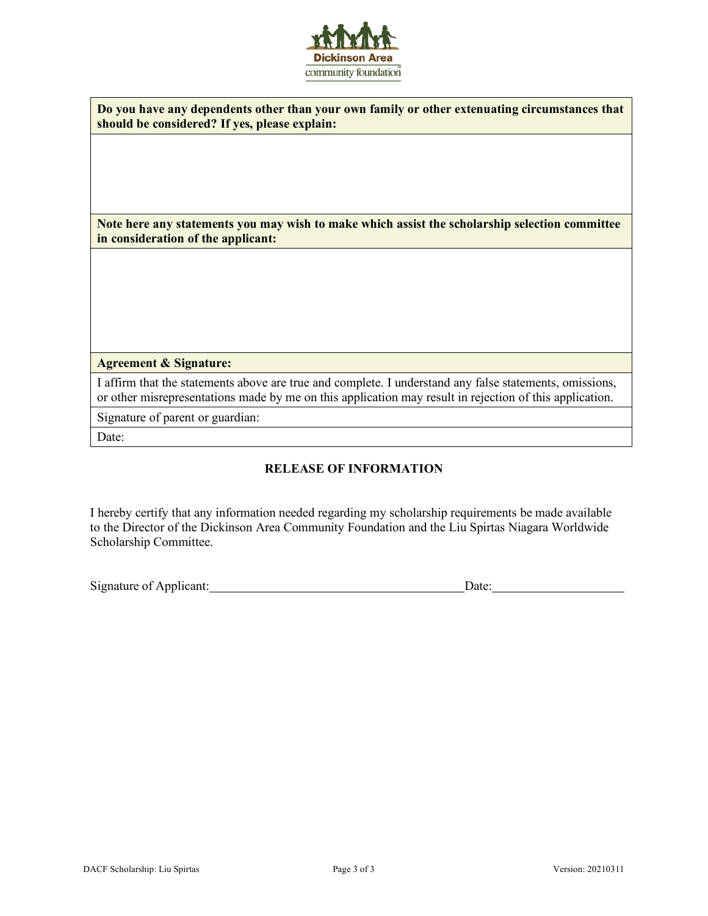Dickinson Area community foundation

| **Do you have any dependents other than your own family or other extenuating circumstances that should be considered? If yes, please explain:** |
| --- |
| |
| **Note here any statements you may wish to make which assist the scholarship selection committee in consideration of the applicant:** |
| |
| **Agreement & Signature:** |
| I affirm that the statements above are true and complete. I understand any false statements, omissions, or other misrepresentations made by me on this application may result in rejection of this application. |
| Signature of parent or guardian: |
| Date: |

## RELEASE OF INFORMATION

I hereby certify that any information needed regarding my scholarship requirements be made available to the Director of the Dickinson Area Community Foundation and the Liu Spirtas Niagara Worldwide Scholarship Committee.

Signature of Applicant:\_\_\_\_\_\_\_\_\_\_\_\_\_\_\_\_\_\_\_\_\_\_\_\_\_\_\_\_\_\_\_\_\_\_\_\_\_\_\_\_ Date:\_\_\_\_\_\_\_\_\_\_\_\_\_\_\_\_\_\_\_\_